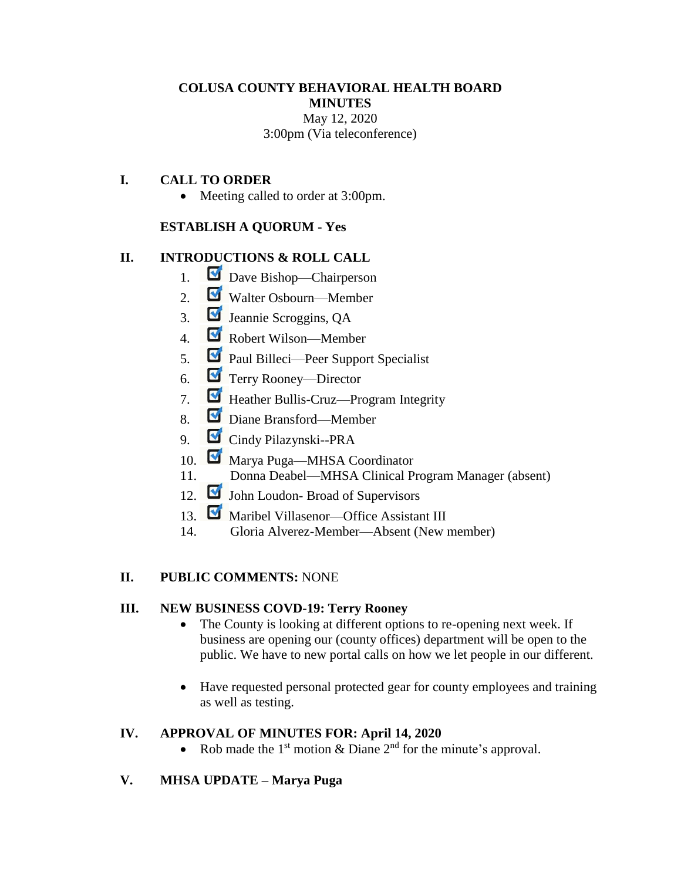**COLUSA COUNTY BEHAVIORAL HEALTH BOARD**
**MINUTES**
May 12, 2020
3:00pm (Via teleconference)

## I. CALL TO ORDER

- Meeting called to order at 3:00pm.

**ESTABLISH A QUORUM - Yes**

## II. INTRODUCTIONS & ROLL CALL

1. ☑ Dave Bishop—Chairperson
2. ☑ Walter Osbourn—Member
3. ☑ Jeannie Scroggins, QA
4. ☑ Robert Wilson—Member
5. ☑ Paul Billeci—Peer Support Specialist
6. ☑ Terry Rooney—Director
7. ☑ Heather Bullis-Cruz—Program Integrity
8. ☑ Diane Bransford—Member
9. ☑ Cindy Pilazynski--PRA
10. ☑ Marya Puga—MHSA Coordinator
11. Donna Deabel—MHSA Clinical Program Manager (absent)
12. ☑ John Loudon- Broad of Supervisors
13. ☑ Maribel Villasenor—Office Assistant III
14. Gloria Alverez-Member—Absent (New member)

## II. PUBLIC COMMENTS: NONE

## III. NEW BUSINESS COVD-19: Terry Rooney

- The County is looking at different options to re-opening next week. If business are opening our (county offices) department will be open to the public. We have to new portal calls on how we let people in our different.
- Have requested personal protected gear for county employees and training as well as testing.

## IV. APPROVAL OF MINUTES FOR: April 14, 2020

- Rob made the 1st motion & Diane 2nd for the minute's approval.

## V. MHSA UPDATE – Marya Puga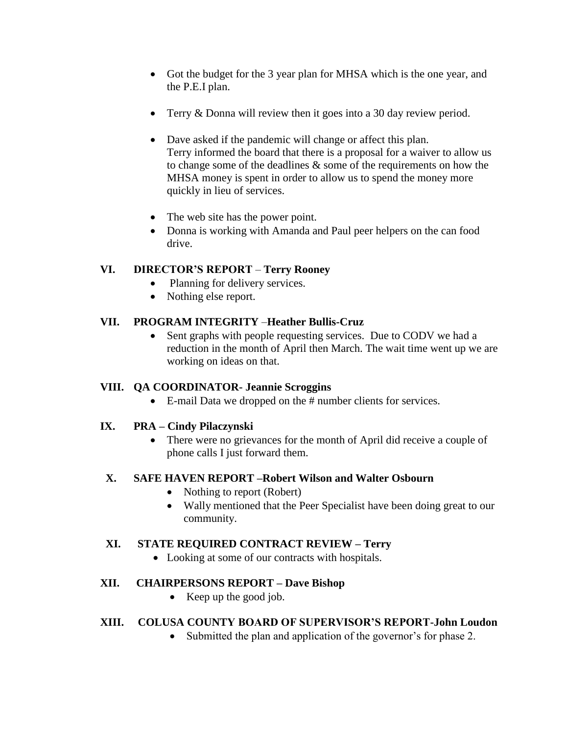- Got the budget for the 3 year plan for MHSA which is the one year, and the P.E.I plan.

- Terry & Donna will review then it goes into a 30 day review period.

- Dave asked if the pandemic will change or affect this plan.
  Terry informed the board that there is a proposal for a waiver to allow us to change some of the deadlines & some of the requirements on how the MHSA money is spent in order to allow us to spend the money more quickly in lieu of services.

- The web site has the power point.
- Donna is working with Amanda and Paul peer helpers on the can food drive.

## VI. DIRECTOR'S REPORT – Terry Rooney

- Planning for delivery services.
- Nothing else report.

## VII. PROGRAM INTEGRITY –Heather Bullis-Cruz

- Sent graphs with people requesting services. Due to CODV we had a reduction in the month of April then March. The wait time went up we are working on ideas on that.

## VIII. QA COORDINATOR- Jeannie Scroggins

- E-mail Data we dropped on the # number clients for services.

## IX. PRA – Cindy Pilaczynski

- There were no grievances for the month of April did receive a couple of phone calls I just forward them.

## X. SAFE HAVEN REPORT –Robert Wilson and Walter Osbourn

- Nothing to report (Robert)
- Wally mentioned that the Peer Specialist have been doing great to our community.

## XI. STATE REQUIRED CONTRACT REVIEW – Terry

- Looking at some of our contracts with hospitals.

## XII. CHAIRPERSONS REPORT – Dave Bishop

- Keep up the good job.

## XIII. COLUSA COUNTY BOARD OF SUPERVISOR'S REPORT-John Loudon

- Submitted the plan and application of the governor's for phase 2.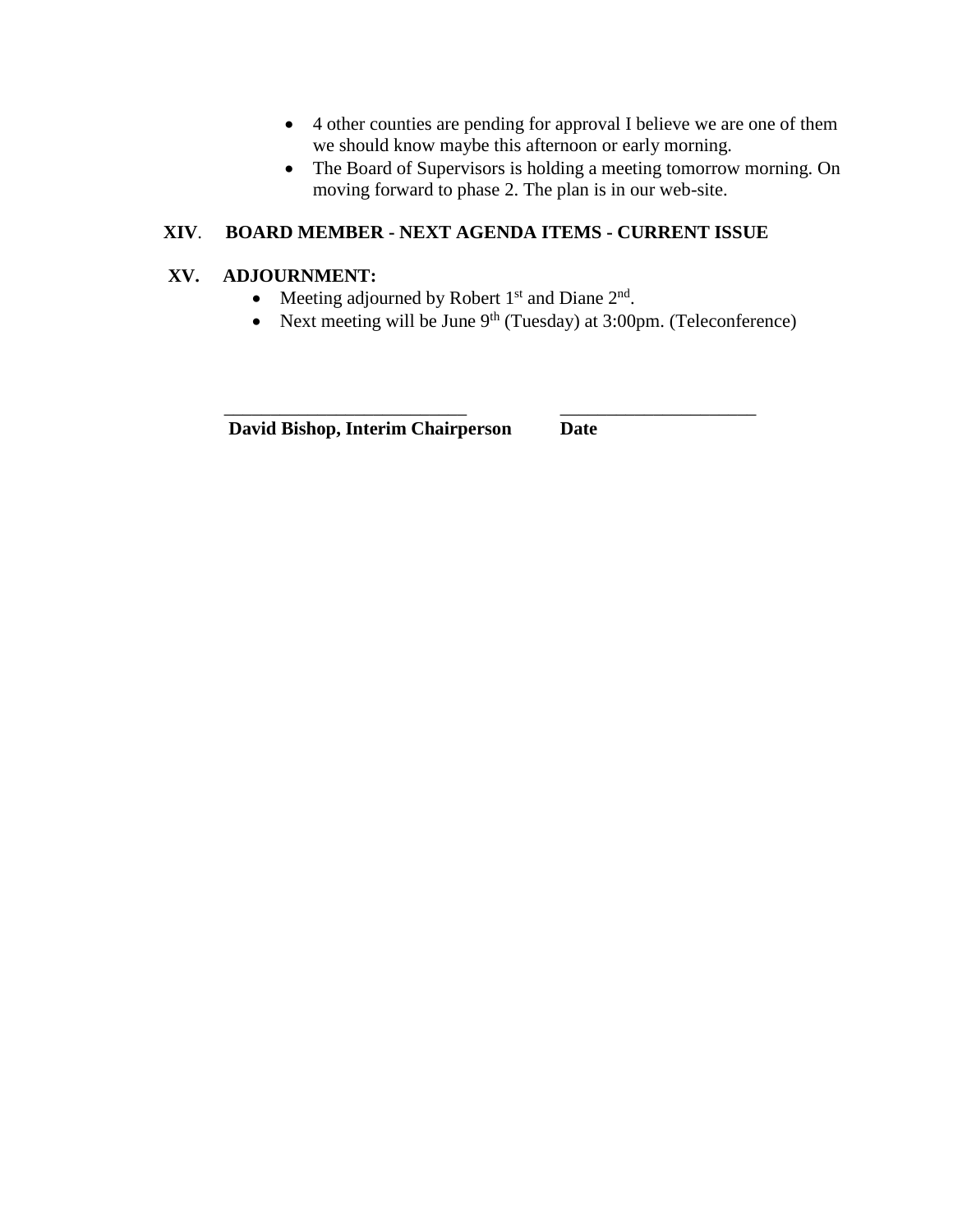- 4 other counties are pending for approval I believe we are one of them we should know maybe this afternoon or early morning.
- The Board of Supervisors is holding a meeting tomorrow morning. On moving forward to phase 2. The plan is in our web-site.

## XIV. BOARD MEMBER - NEXT AGENDA ITEMS - CURRENT ISSUE

## XV. ADJOURNMENT:

- Meeting adjourned by Robert 1st and Diane 2nd.
- Next meeting will be June 9th (Tuesday) at 3:00pm. (Teleconference)

__________________________ &nbsp;&nbsp;&nbsp;&nbsp; _____________________

**David Bishop, Interim Chairperson** &nbsp;&nbsp;&nbsp;&nbsp; **Date**